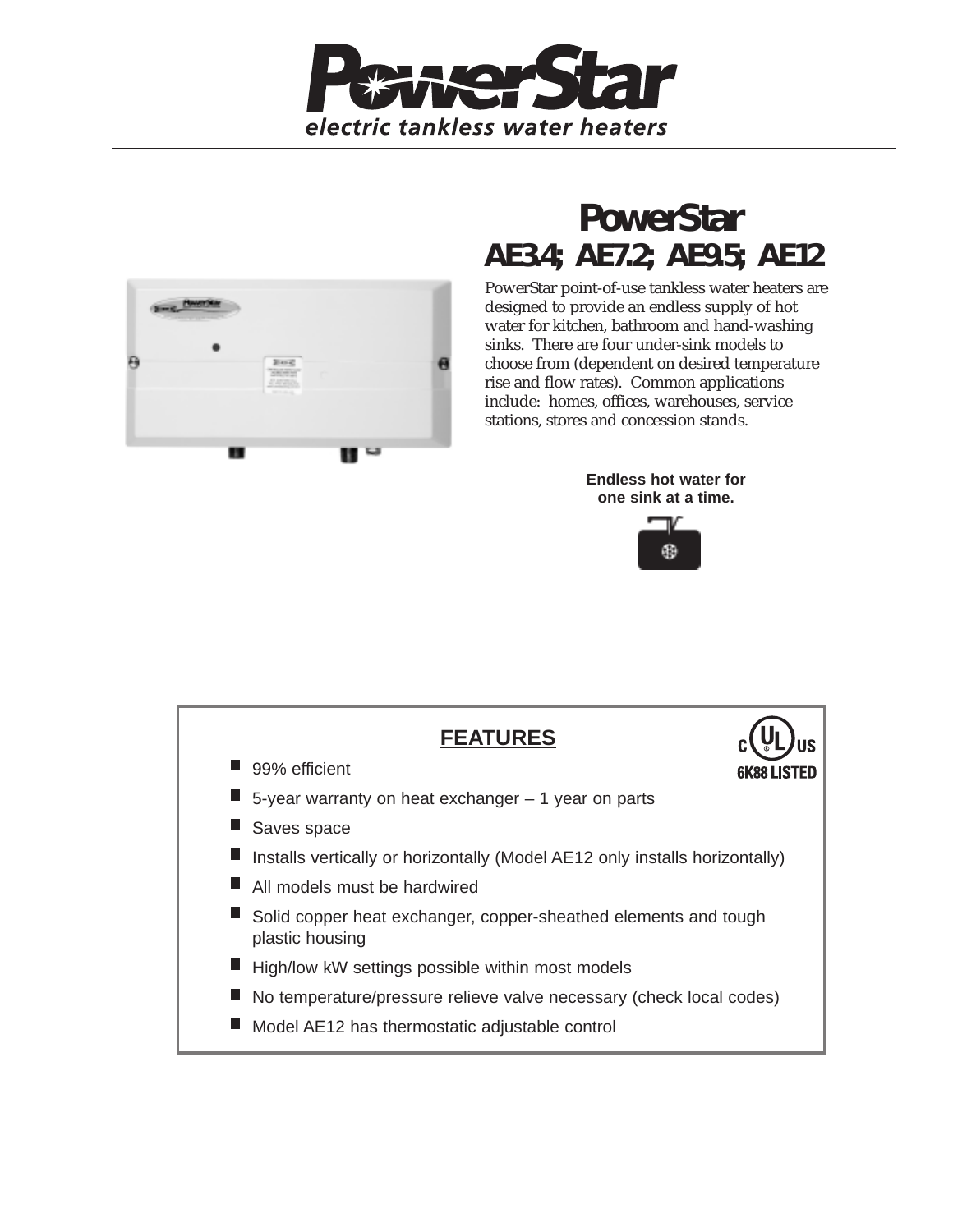# PowerStar

*electric tankless water heaters*

## PowerStar
## AE3.4; AE7.2; AE9.5; AE12

PowerStar point-of-use tankless water heaters are designed to provide an endless supply of hot water for kitchen, bathroom and hand-washing sinks. There are four under-sink models to choose from (dependent on desired temperature rise and flow rates). Common applications include: homes, offices, warehouses, service stations, stores and concession stands.

**Endless hot water for one sink at a time.**

### FEATURES

c UL US 6K88 LISTED

- 99% efficient
- 5-year warranty on heat exchanger – 1 year on parts
- Saves space
- Installs vertically or horizontally (Model AE12 only installs horizontally)
- All models must be hardwired
- Solid copper heat exchanger, copper-sheathed elements and tough plastic housing
- High/low kW settings possible within most models
- No temperature/pressure relieve valve necessary (check local codes)
- Model AE12 has thermostatic adjustable control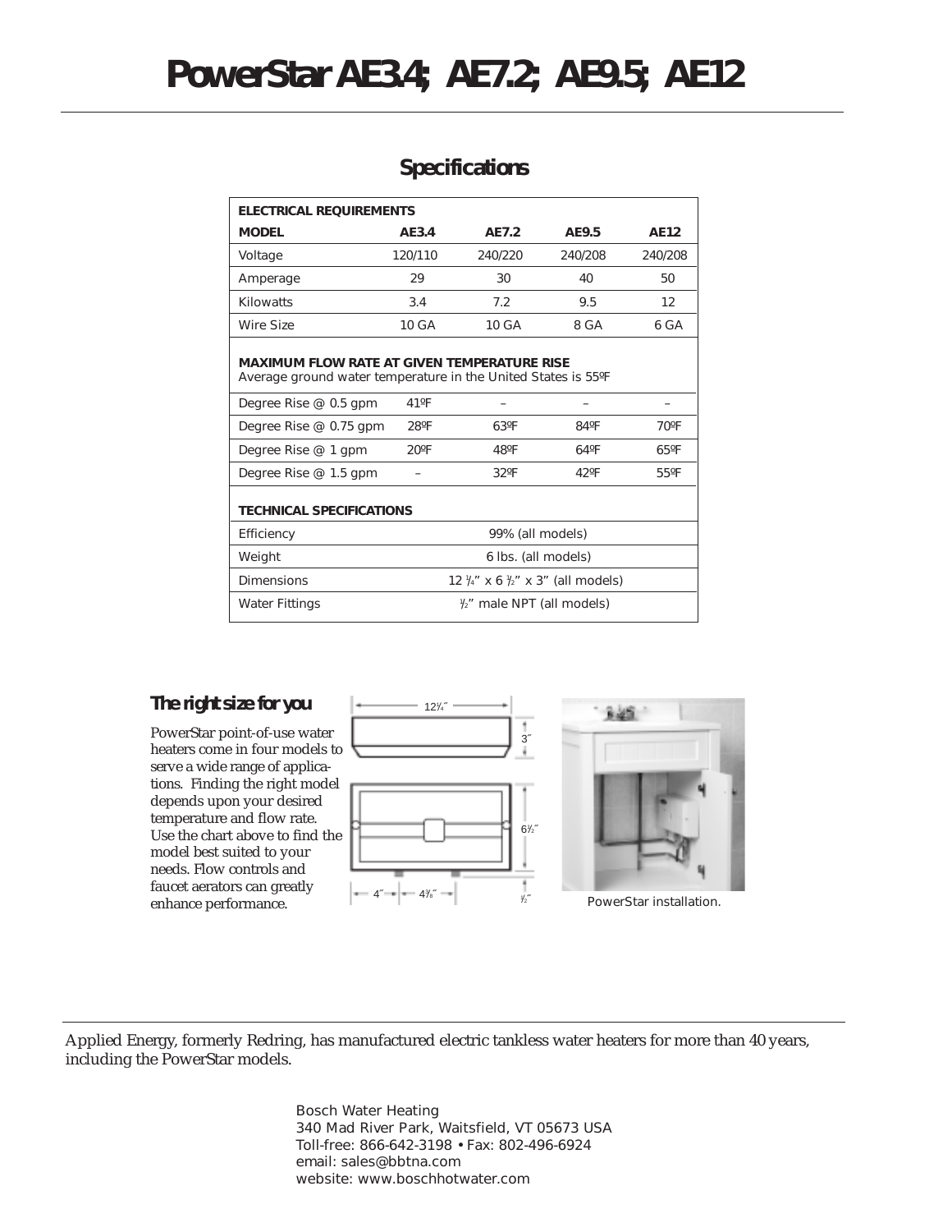# PowerStar AE3.4; AE7.2; AE9.5; AE12

## Specifications

| ELECTRICAL REQUIREMENTS | | | | |
|---|---|---|---|---|
| **MODEL** | **AE3.4** | **AE7.2** | **AE9.5** | **AE12** |
| Voltage | 120/110 | 240/220 | 240/208 | 240/208 |
| Amperage | 29 | 30 | 40 | 50 |
| Kilowatts | 3.4 | 7.2 | 9.5 | 12 |
| Wire Size | 10 GA | 10 GA | 8 GA | 6 GA |
| **MAXIMUM FLOW RATE AT GIVEN TEMPERATURE RISE** Average ground water temperature in the United States is 55ºF | | | | |
| Degree Rise @ 0.5 gpm | 41ºF | – | – | – |
| Degree Rise @ 0.75 gpm | 28ºF | 63ºF | 84ºF | 70ºF |
| Degree Rise @ 1 gpm | 20ºF | 48ºF | 64ºF | 65ºF |
| Degree Rise @ 1.5 gpm | – | 32ºF | 42ºF | 55ºF |
| **TECHNICAL SPECIFICATIONS** | | | | |
| Efficiency | 99% (all models) | | | |
| Weight | 6 lbs. (all models) | | | |
| Dimensions | 12 1/4" x 6 1/2" x 3" (all models) | | | |
| Water Fittings | 1/2" male NPT (all models) | | | |

### The right size for you

PowerStar point-of-use water heaters come in four models to serve a wide range of applications. Finding the right model depends upon your desired temperature and flow rate. Use the chart above to find the model best suited to your needs. Flow controls and faucet aerators can greatly enhance performance.

12¼"
3"
6½"
4"
4⅞"
½"

PowerStar installation.

Applied Energy, formerly Redring, has manufactured electric tankless water heaters for more than 40 years, including the PowerStar models.

Bosch Water Heating
340 Mad River Park, Waitsfield, VT 05673 USA
Toll-free: 866-642-3198 • Fax: 802-496-6924
email: sales@bbtna.com
website: www.boschhotwater.com